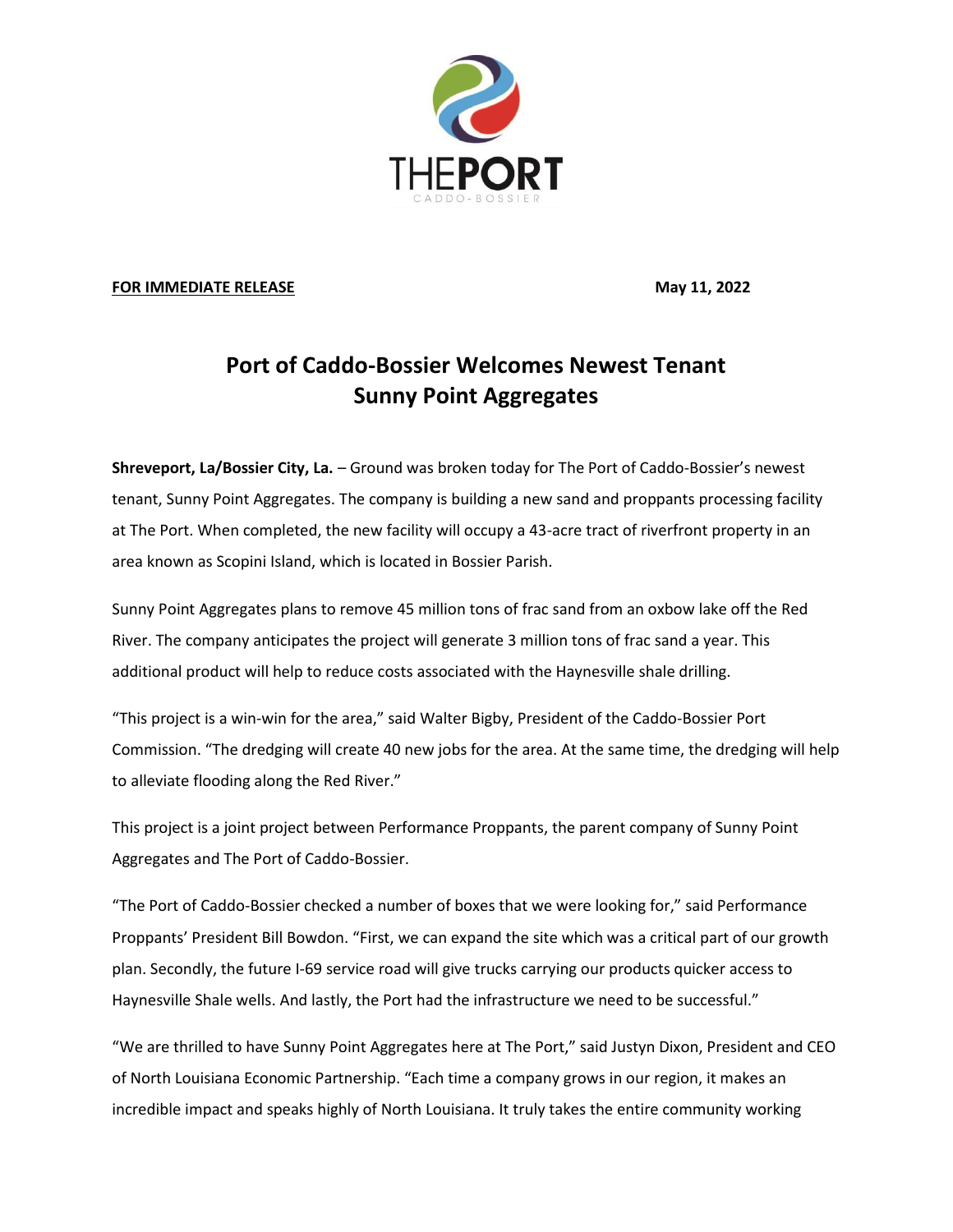THEPORT
CADDO-BOSSIER

**FOR IMMEDIATE RELEASE** **May 11, 2022**

# Port of Caddo-Bossier Welcomes Newest Tenant Sunny Point Aggregates

**Shreveport, La/Bossier City, La.** – Ground was broken today for The Port of Caddo-Bossier's newest tenant, Sunny Point Aggregates. The company is building a new sand and proppants processing facility at The Port. When completed, the new facility will occupy a 43-acre tract of riverfront property in an area known as Scopini Island, which is located in Bossier Parish.

Sunny Point Aggregates plans to remove 45 million tons of frac sand from an oxbow lake off the Red River. The company anticipates the project will generate 3 million tons of frac sand a year. This additional product will help to reduce costs associated with the Haynesville shale drilling.

"This project is a win-win for the area," said Walter Bigby, President of the Caddo-Bossier Port Commission. "The dredging will create 40 new jobs for the area. At the same time, the dredging will help to alleviate flooding along the Red River."

This project is a joint project between Performance Proppants, the parent company of Sunny Point Aggregates and The Port of Caddo-Bossier.

"The Port of Caddo-Bossier checked a number of boxes that we were looking for," said Performance Proppants' President Bill Bowdon. "First, we can expand the site which was a critical part of our growth plan. Secondly, the future I-69 service road will give trucks carrying our products quicker access to Haynesville Shale wells. And lastly, the Port had the infrastructure we need to be successful."

"We are thrilled to have Sunny Point Aggregates here at The Port," said Justyn Dixon, President and CEO of North Louisiana Economic Partnership. "Each time a company grows in our region, it makes an incredible impact and speaks highly of North Louisiana. It truly takes the entire community working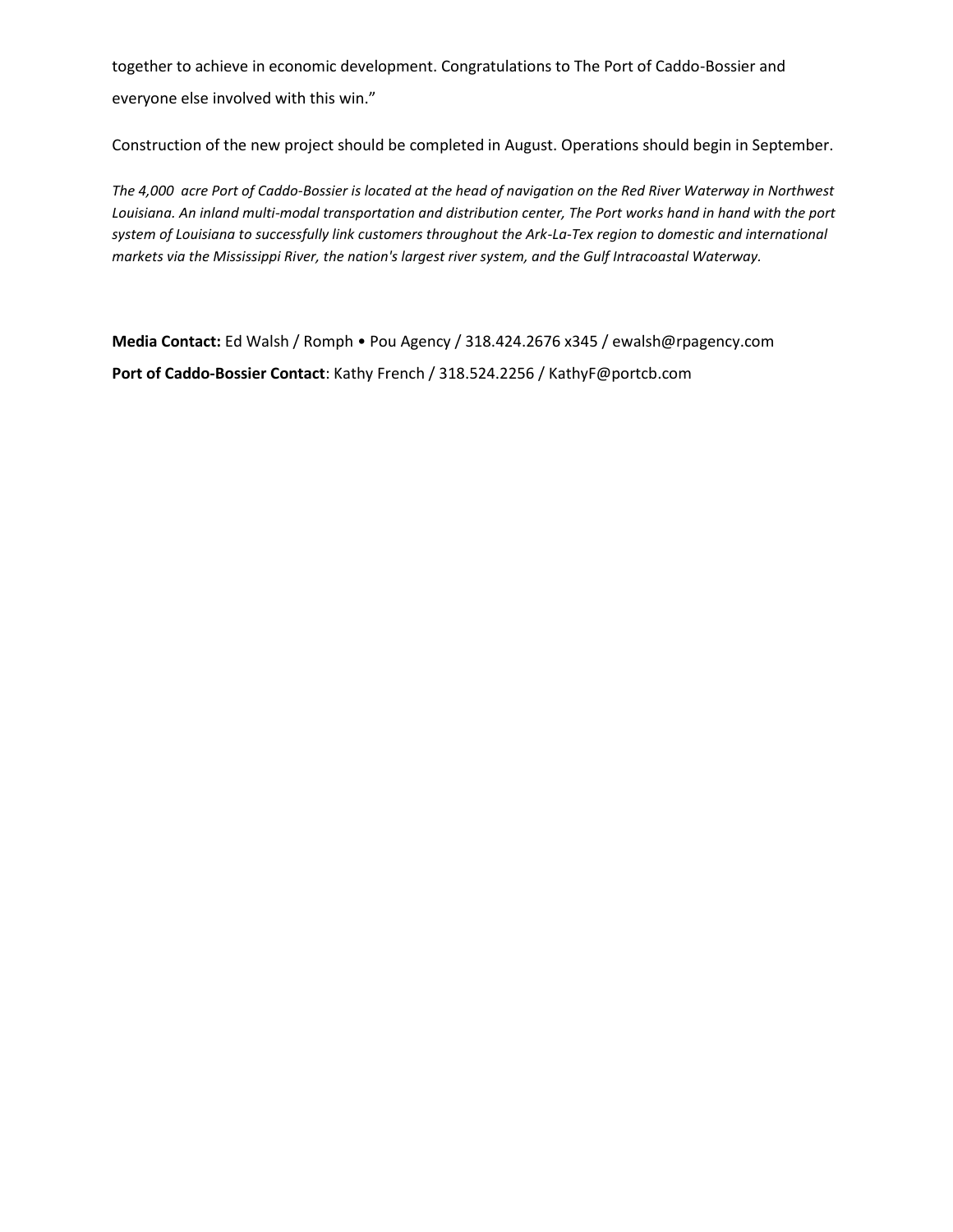together to achieve in economic development. Congratulations to The Port of Caddo-Bossier and everyone else involved with this win."

Construction of the new project should be completed in August. Operations should begin in September.

*The 4,000  acre Port of Caddo-Bossier is located at the head of navigation on the Red River Waterway in Northwest Louisiana. An inland multi-modal transportation and distribution center, The Port works hand in hand with the port system of Louisiana to successfully link customers throughout the Ark-La-Tex region to domestic and international markets via the Mississippi River, the nation's largest river system, and the Gulf Intracoastal Waterway.*

**Media Contact:** Ed Walsh / Romph • Pou Agency / 318.424.2676 x345 / ewalsh@rpagency.com

**Port of Caddo-Bossier Contact**: Kathy French / 318.524.2256 / KathyF@portcb.com